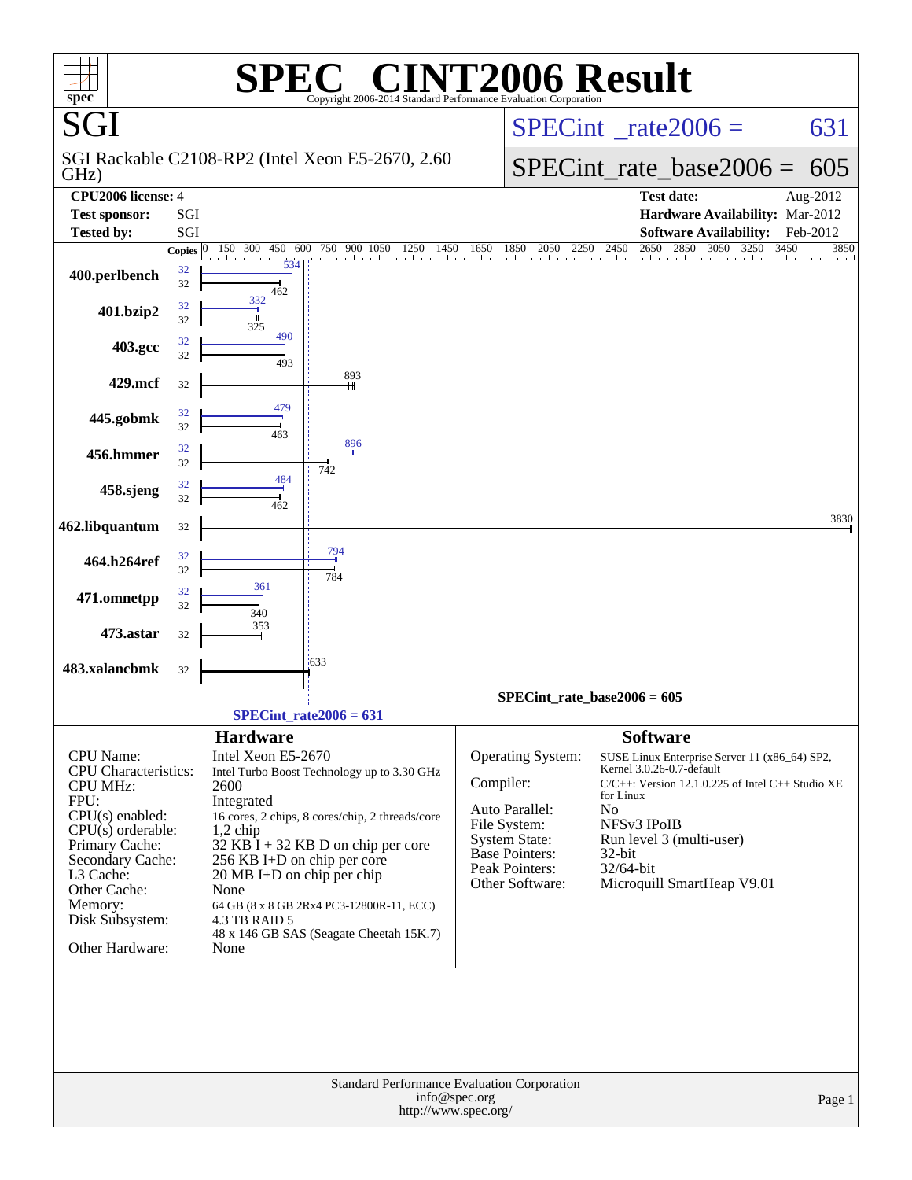# SPEC CINT2006 Result

Copyright 2006-2014 Standard Performance Evaluation Corporation

## SGI

SGI Rackable C2108-RP2 (Intel Xeon E5-2670, 2.60 GHz)

SPECint_rate2006 = 631

SPECint_rate_base2006 = 605

| | | | |
|---|---|---|---|
| **CPU2006 license:** | 4 | **Test date:** | Aug-2012 |
| **Test sponsor:** | SGI | **Hardware Availability:** | Mar-2012 |
| **Tested by:** | SGI | **Software Availability:** | Feb-2012 |

| Benchmark | Copies (peak) | Peak | Copies (base) | Base |
|---|---|---|---|---|
| 400.perlbench | 32 | 534 | 32 | 462 |
| 401.bzip2 | 32 | 332 | 32 | 325 |
| 403.gcc | 32 | 490 | 32 | 493 |
| 429.mcf | | | 32 | 893 |
| 445.gobmk | 32 | 479 | 32 | 463 |
| 456.hmmer | 32 | 896 | 32 | 742 |
| 458.sjeng | 32 | 484 | 32 | 462 |
| 462.libquantum | | | 32 | 3830 |
| 464.h264ref | 32 | 794 | 32 | 784 |
| 471.omnetpp | 32 | 361 | 32 | 340 |
| 473.astar | | | 32 | 353 |
| 483.xalancbmk | | | 32 | 633 |

SPECint_rate_base2006 = 605

SPECint_rate2006 = 631

### Hardware

| | |
|---|---|
| CPU Name: | Intel Xeon E5-2670 |
| CPU Characteristics: | Intel Turbo Boost Technology up to 3.30 GHz |
| CPU MHz: | 2600 |
| FPU: | Integrated |
| CPU(s) enabled: | 16 cores, 2 chips, 8 cores/chip, 2 threads/core |
| CPU(s) orderable: | 1,2 chip |
| Primary Cache: | 32 KB I + 32 KB D on chip per core |
| Secondary Cache: | 256 KB I+D on chip per core |
| L3 Cache: | 20 MB I+D on chip per chip |
| Other Cache: | None |
| Memory: | 64 GB (8 x 8 GB 2Rx4 PC3-12800R-11, ECC) |
| Disk Subsystem: | 4.3 TB RAID 5<br>48 x 146 GB SAS (Seagate Cheetah 15K.7) |
| Other Hardware: | None |

### Software

| | |
|---|---|
| Operating System: | SUSE Linux Enterprise Server 11 (x86_64) SP2, Kernel 3.0.26-0.7-default |
| Compiler: | C/C++: Version 12.1.0.225 of Intel C++ Studio XE for Linux |
| Auto Parallel: | No |
| File System: | NFSv3 IPoIB |
| System State: | Run level 3 (multi-user) |
| Base Pointers: | 32-bit |
| Peak Pointers: | 32/64-bit |
| Other Software: | Microquill SmartHeap V9.01 |

Standard Performance Evaluation Corporation
info@spec.org
http://www.spec.org/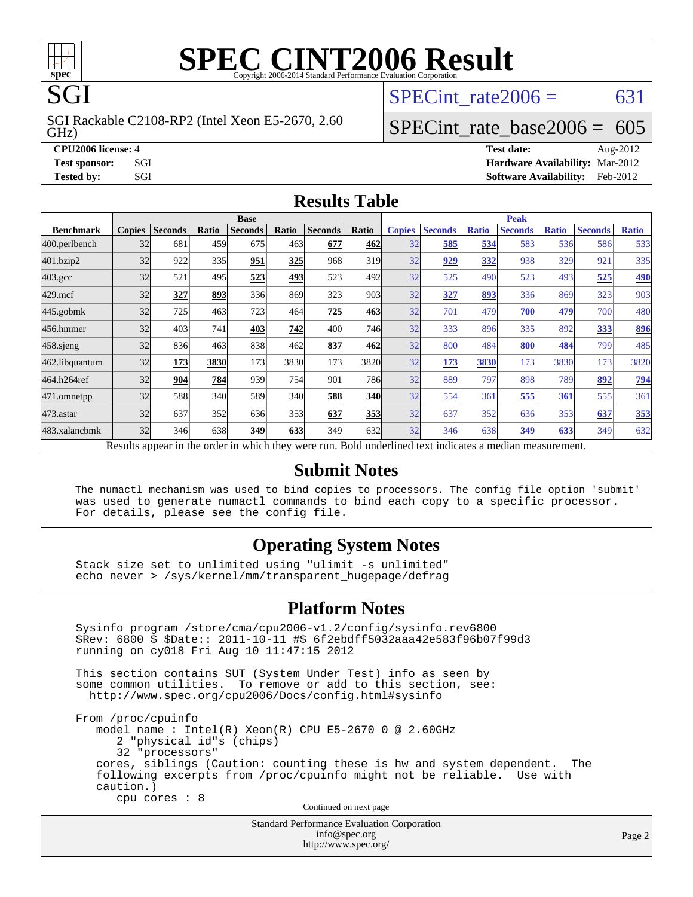# SPEC CINT2006 Result

Copyright 2006-2014 Standard Performance Evaluation Corporation

# SGI

SGI Rackable C2108-RP2 (Intel Xeon E5-2670, 2.60 GHz)

SPECint_rate2006 = 631

SPECint_rate_base2006 = 605

**CPU2006 license:** 4

**Test sponsor:** SGI

**Tested by:** SGI

**Test date:** Aug-2012

**Hardware Availability:** Mar-2012

**Software Availability:** Feb-2012

## Results Table

| Benchmark | Base | | | | | | | Peak | | | | | | |
|---|---|---|---|---|---|---|---|---|---|---|---|---|---|---|
| | Copies | Seconds | Ratio | Seconds | Ratio | Seconds | Ratio | Copies | Seconds | Ratio | Seconds | Ratio | Seconds | Ratio |
| 400.perlbench | 32 | 681 | 459 | 675 | 463 | **677** | **462** | 32 | **585** | **534** | 583 | 536 | 586 | 533 |
| 401.bzip2 | 32 | 922 | 335 | **951** | **325** | 968 | 319 | 32 | **929** | **332** | 938 | 329 | 921 | 335 |
| 403.gcc | 32 | 521 | 495 | **523** | **493** | 523 | 492 | 32 | 525 | 490 | 523 | 493 | **525** | **490** |
| 429.mcf | 32 | **327** | **893** | 336 | 869 | 323 | 903 | 32 | **327** | **893** | 336 | 869 | 323 | 903 |
| 445.gobmk | 32 | 725 | 463 | 723 | 464 | **725** | **463** | 32 | 701 | 479 | **700** | **479** | 700 | 480 |
| 456.hmmer | 32 | 403 | 741 | **403** | **742** | 400 | 746 | 32 | 333 | 896 | 335 | 892 | **333** | **896** |
| 458.sjeng | 32 | 836 | 463 | 838 | 462 | **837** | **462** | 32 | 800 | 484 | **800** | **484** | 799 | 485 |
| 462.libquantum | 32 | **173** | **3830** | 173 | 3830 | 173 | 3820 | 32 | **173** | **3830** | 173 | 3830 | 173 | 3820 |
| 464.h264ref | 32 | **904** | **784** | 939 | 754 | 901 | 786 | 32 | 889 | 797 | 898 | 789 | **892** | **794** |
| 471.omnetpp | 32 | 588 | 340 | 589 | 340 | **588** | **340** | 32 | 554 | 361 | **555** | **361** | 555 | 361 |
| 473.astar | 32 | 637 | 352 | 636 | 353 | **637** | **353** | 32 | 637 | 352 | 636 | 353 | **637** | **353** |
| 483.xalancbmk | 32 | 346 | 638 | **349** | **633** | 349 | 632 | 32 | 346 | 638 | **349** | **633** | 349 | 632 |

Results appear in the order in which they were run. Bold underlined text indicates a median measurement.

## Submit Notes

```
The numactl mechanism was used to bind copies to processors. The config file option 'submit'
was used to generate numactl commands to bind each copy to a specific processor.
For details, please see the config file.
```

## Operating System Notes

```
Stack size set to unlimited using "ulimit -s unlimited"
echo never > /sys/kernel/mm/transparent_hugepage/defrag
```

## Platform Notes

```
Sysinfo program /store/cma/cpu2006-v1.2/config/sysinfo.rev6800
$Rev: 6800 $ $Date:: 2011-10-11 #$ 6f2ebdff5032aaa42e583f96b07f99d3
running on cy018 Fri Aug 10 11:47:15 2012

This section contains SUT (System Under Test) info as seen by
some common utilities.  To remove or add to this section, see:
  http://www.spec.org/cpu2006/Docs/config.html#sysinfo

From /proc/cpuinfo
   model name : Intel(R) Xeon(R) CPU E5-2670 0 @ 2.60GHz
      2 "physical id"s (chips)
      32 "processors"
   cores, siblings (Caution: counting these is hw and system dependent.  The
   following excerpts from /proc/cpuinfo might not be reliable.  Use with
   caution.)
      cpu cores : 8
```

Continued on next page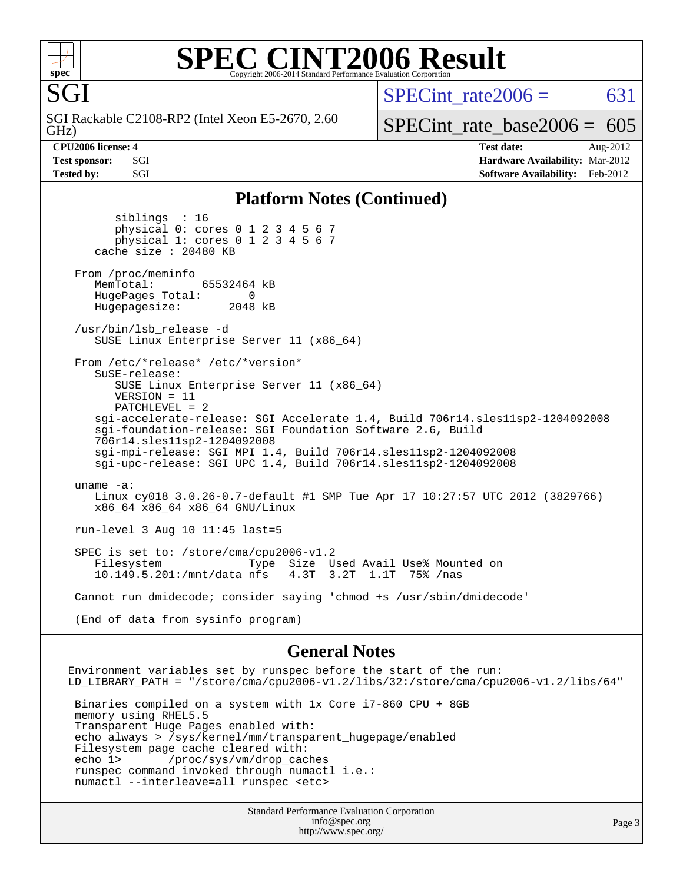## Platform Notes (Continued)

```
        siblings  : 16
        physical 0: cores 0 1 2 3 4 5 6 7
        physical 1: cores 0 1 2 3 4 5 6 7
     cache size : 20480 KB

   From /proc/meminfo
      MemTotal:       65532464 kB
      HugePages_Total:       0
      Hugepagesize:       2048 kB

   /usr/bin/lsb_release -d
      SUSE Linux Enterprise Server 11 (x86_64)

   From /etc/*release* /etc/*version*
      SuSE-release:
         SUSE Linux Enterprise Server 11 (x86_64)
         VERSION = 11
         PATCHLEVEL = 2
      sgi-accelerate-release: SGI Accelerate 1.4, Build 706r14.sles11sp2-1204092008
      sgi-foundation-release: SGI Foundation Software 2.6, Build
      706r14.sles11sp2-1204092008
      sgi-mpi-release: SGI MPI 1.4, Build 706r14.sles11sp2-1204092008
      sgi-upc-release: SGI UPC 1.4, Build 706r14.sles11sp2-1204092008

   uname -a:
      Linux cy018 3.0.26-0.7-default #1 SMP Tue Apr 17 10:27:57 UTC 2012 (3829766)
      x86_64 x86_64 x86_64 GNU/Linux

   run-level 3 Aug 10 11:45 last=5

   SPEC is set to: /store/cma/cpu2006-v1.2
      Filesystem             Type  Size  Used Avail Use% Mounted on
      10.149.5.201:/mnt/data nfs   4.3T  3.2T  1.1T  75% /nas

   Cannot run dmidecode; consider saying 'chmod +s /usr/sbin/dmidecode'

   (End of data from sysinfo program)
```

## General Notes

```
Environment variables set by runspec before the start of the run:
LD_LIBRARY_PATH = "/store/cma/cpu2006-v1.2/libs/32:/store/cma/cpu2006-v1.2/libs/64"

 Binaries compiled on a system with 1x Core i7-860 CPU + 8GB
 memory using RHEL5.5
 Transparent Huge Pages enabled with:
 echo always > /sys/kernel/mm/transparent_hugepage/enabled
 Filesystem page cache cleared with:
 echo 1>       /proc/sys/vm/drop_caches
 runspec command invoked through numactl i.e.:
 numactl --interleave=all runspec <etc>
```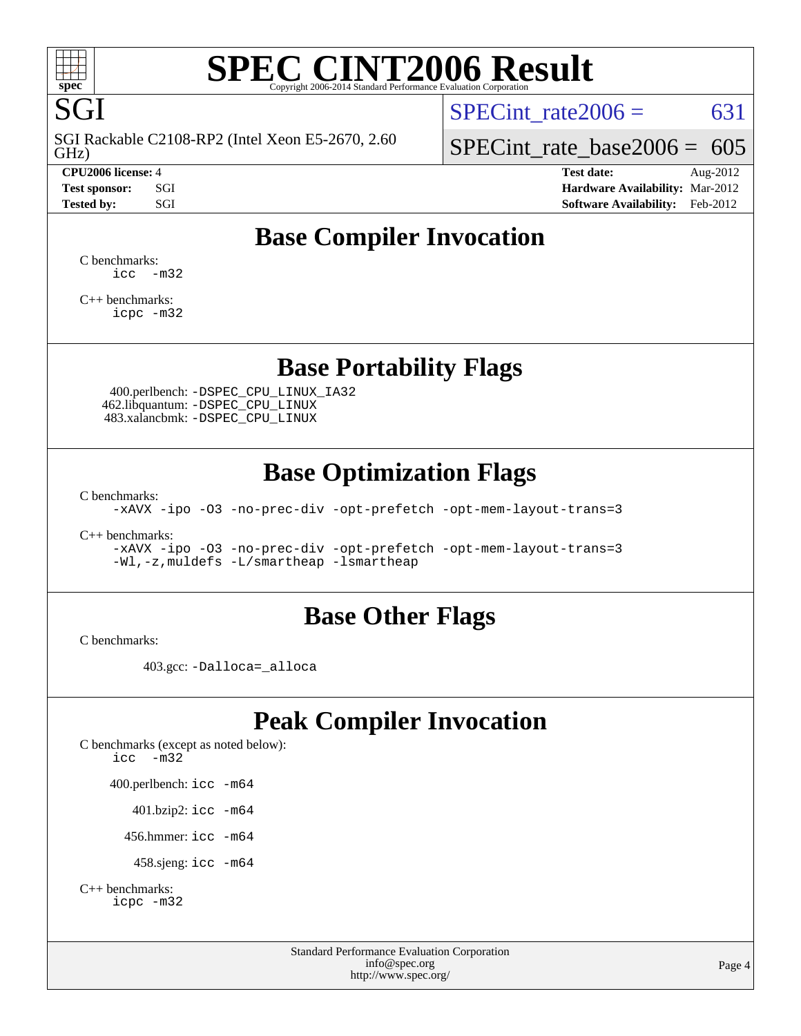# SPEC CINT2006 Result

Copyright 2006-2014 Standard Performance Evaluation Corporation

**SGI**

SGI Rackable C2108-RP2 (Intel Xeon E5-2670, 2.60 GHz)

SPECint_rate2006 = 631

SPECint_rate_base2006 = 605

**CPU2006 license:** 4
**Test sponsor:** SGI
**Tested by:** SGI

**Test date:** Aug-2012
**Hardware Availability:** Mar-2012
**Software Availability:** Feb-2012

## Base Compiler Invocation

C benchmarks:
```
icc   -m32
```

C++ benchmarks:
```
icpc -m32
```

## Base Portability Flags

400.perlbench: `-DSPEC_CPU_LINUX_IA32`
462.libquantum: `-DSPEC_CPU_LINUX`
483.xalancbmk: `-DSPEC_CPU_LINUX`

## Base Optimization Flags

C benchmarks:
```
-xAVX -ipo -O3 -no-prec-div -opt-prefetch -opt-mem-layout-trans=3
```

C++ benchmarks:
```
-xAVX -ipo -O3 -no-prec-div -opt-prefetch -opt-mem-layout-trans=3
-Wl,-z,muldefs -L/smartheap -lsmartheap
```

## Base Other Flags

C benchmarks:

403.gcc: `-Dalloca=_alloca`

## Peak Compiler Invocation

C benchmarks (except as noted below):
```
icc   -m32
```

400.perlbench: `icc -m64`

401.bzip2: `icc -m64`

456.hmmer: `icc -m64`

458.sjeng: `icc -m64`

C++ benchmarks:
```
icpc -m32
```

Standard Performance Evaluation Corporation
info@spec.org
http://www.spec.org/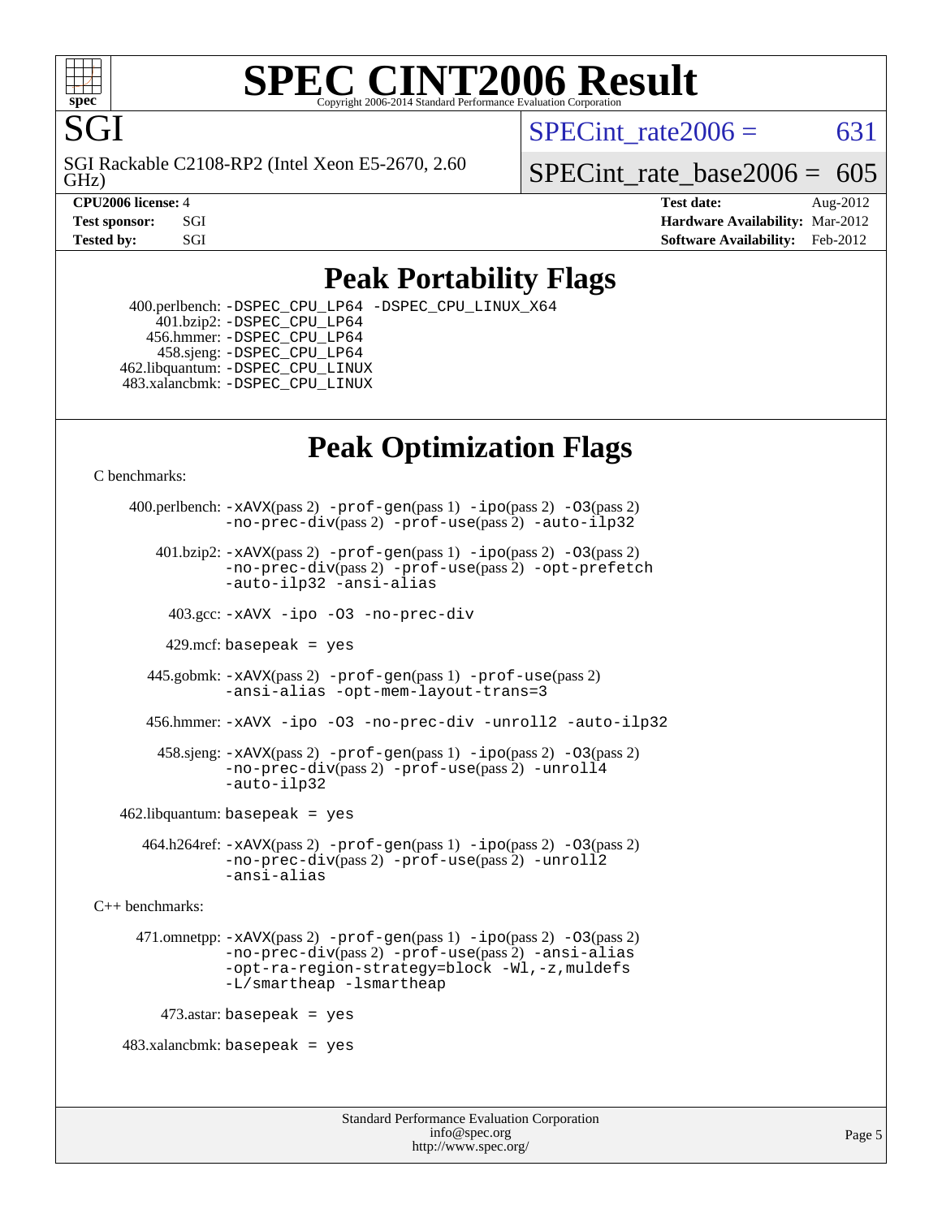# Peak Portability Flags

400.perlbench: -DSPEC_CPU_LP64 -DSPEC_CPU_LINUX_X64
401.bzip2: -DSPEC_CPU_LP64
456.hmmer: -DSPEC_CPU_LP64
458.sjeng: -DSPEC_CPU_LP64
462.libquantum: -DSPEC_CPU_LINUX
483.xalancbmk: -DSPEC_CPU_LINUX

# Peak Optimization Flags

C benchmarks:

400.perlbench: -xAVX(pass 2) -prof-gen(pass 1) -ipo(pass 2) -O3(pass 2) -no-prec-div(pass 2) -prof-use(pass 2) -auto-ilp32

401.bzip2: -xAVX(pass 2) -prof-gen(pass 1) -ipo(pass 2) -O3(pass 2) -no-prec-div(pass 2) -prof-use(pass 2) -opt-prefetch -auto-ilp32 -ansi-alias

403.gcc: -xAVX -ipo -O3 -no-prec-div

429.mcf: basepeak = yes

445.gobmk: -xAVX(pass 2) -prof-gen(pass 1) -prof-use(pass 2) -ansi-alias -opt-mem-layout-trans=3

456.hmmer: -xAVX -ipo -O3 -no-prec-div -unroll2 -auto-ilp32

458.sjeng: -xAVX(pass 2) -prof-gen(pass 1) -ipo(pass 2) -O3(pass 2) -no-prec-div(pass 2) -prof-use(pass 2) -unroll4 -auto-ilp32

462.libquantum: basepeak = yes

464.h264ref: -xAVX(pass 2) -prof-gen(pass 1) -ipo(pass 2) -O3(pass 2) -no-prec-div(pass 2) -prof-use(pass 2) -unroll2 -ansi-alias

C++ benchmarks:

471.omnetpp: -xAVX(pass 2) -prof-gen(pass 1) -ipo(pass 2) -O3(pass 2) -no-prec-div(pass 2) -prof-use(pass 2) -ansi-alias -opt-ra-region-strategy=block -Wl,-z,muldefs -L/smartheap -lsmartheap

473.astar: basepeak = yes

483.xalancbmk: basepeak = yes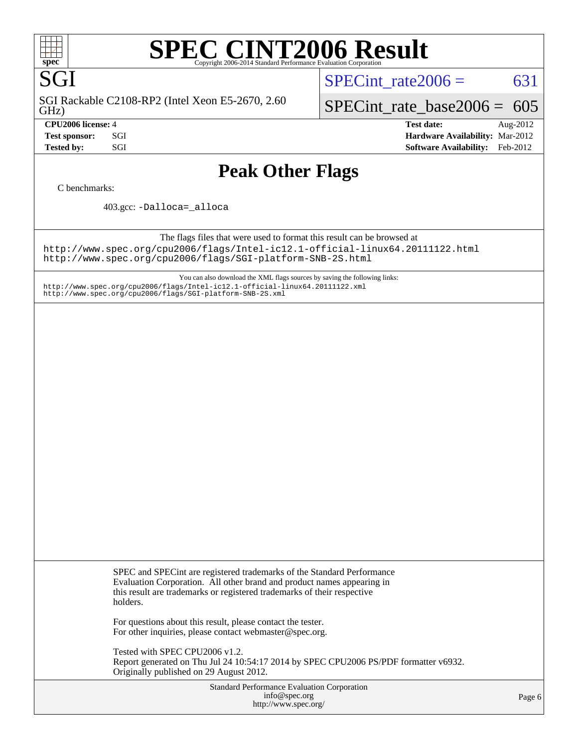# SPEC CINT2006 Result

Copyright 2006-2014 Standard Performance Evaluation Corporation

SGI

SGI Rackable C2108-RP2 (Intel Xeon E5-2670, 2.60 GHz)

SPECint_rate2006 = 631

SPECint_rate_base2006 = 605

**CPU2006 license:** 4
**Test sponsor:** SGI
**Tested by:** SGI

**Test date:** Aug-2012
**Hardware Availability:** Mar-2012
**Software Availability:** Feb-2012

## Peak Other Flags

C benchmarks:

403.gcc: -Dalloca=_alloca

The flags files that were used to format this result can be browsed at
http://www.spec.org/cpu2006/flags/Intel-ic12.1-official-linux64.20111122.html
http://www.spec.org/cpu2006/flags/SGI-platform-SNB-2S.html

You can also download the XML flags sources by saving the following links:
http://www.spec.org/cpu2006/flags/Intel-ic12.1-official-linux64.20111122.xml
http://www.spec.org/cpu2006/flags/SGI-platform-SNB-2S.xml

SPEC and SPECint are registered trademarks of the Standard Performance Evaluation Corporation. All other brand and product names appearing in this result are trademarks or registered trademarks of their respective holders.

For questions about this result, please contact the tester.
For other inquiries, please contact webmaster@spec.org.

Tested with SPEC CPU2006 v1.2.
Report generated on Thu Jul 24 10:54:17 2014 by SPEC CPU2006 PS/PDF formatter v6932.
Originally published on 29 August 2012.

Standard Performance Evaluation Corporation
info@spec.org
http://www.spec.org/